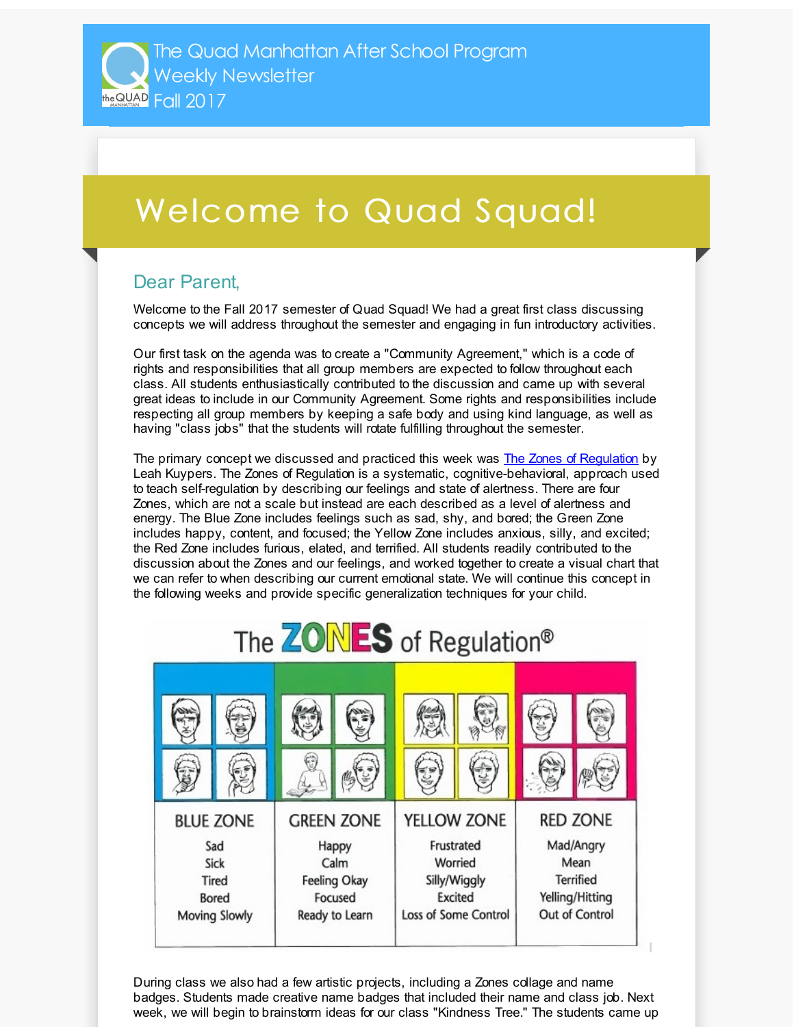# The Quad Manhattan After School Program Weekly Newsletter Fall 2017

## Welcome to Quad Squad!

### Dear Parent,

Welcome to the Fall 2017 semester of Quad Squad! We had a great first class discussing concepts we will address throughout the semester and engaging in fun introductory activities.

Our first task on the agenda was to create a "Community Agreement," which is a code of rights and responsibilities that all group members are expected to follow throughout each class. All students enthusiastically contributed to the discussion and came up with several great ideas to include in our Community Agreement. Some rights and responsibilities include respecting all group members by keeping a safe body and using kind language, as well as having "class jobs" that the students will rotate fulfilling throughout the semester.

The primary concept we discussed and practiced this week was [The Zones of Regulation] by Leah Kuypers. The Zones of Regulation is a systematic, cognitive-behavioral, approach used to teach self-regulation by describing our feelings and state of alertness. There are four Zones, which are not a scale but instead are each described as a level of alertness and energy. The Blue Zone includes feelings such as sad, shy, and bored; the Green Zone includes happy, content, and focused; the Yellow Zone includes anxious, silly, and excited; the Red Zone includes furious, elated, and terrified. All students readily contributed to the discussion about the Zones and our feelings, and worked together to create a visual chart that we can refer to when describing our current emotional state. We will continue this concept in the following weeks and provide specific generalization techniques for your child.

**The ZONES of Regulation®**

| BLUE ZONE | GREEN ZONE | YELLOW ZONE | RED ZONE |
|---|---|---|---|
| Sad | Happy | Frustrated | Mad/Angry |
| Sick | Calm | Worried | Mean |
| Tired | Feeling Okay | Silly/Wiggly | Terrified |
| Bored | Focused | Excited | Yelling/Hitting |
| Moving Slowly | Ready to Learn | Loss of Some Control | Out of Control |

During class we also had a few artistic projects, including a Zones collage and name badges. Students made creative name badges that included their name and class job. Next week, we will begin to brainstorm ideas for our class "Kindness Tree." The students came up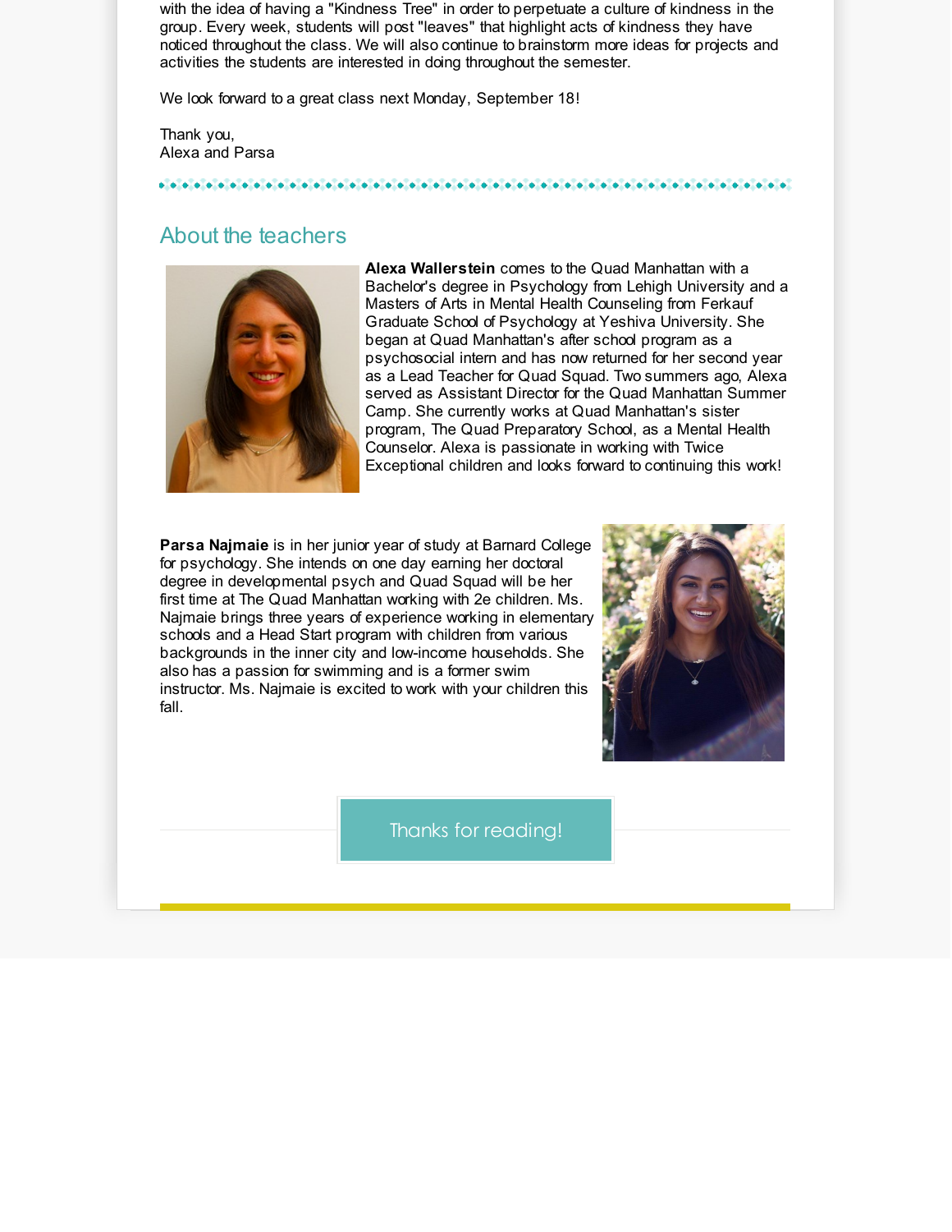with the idea of having a "Kindness Tree" in order to perpetuate a culture of kindness in the group. Every week, students will post "leaves" that highlight acts of kindness they have noticed throughout the class. We will also continue to brainstorm more ideas for projects and activities the students are interested in doing throughout the semester.

We look forward to a great class next Monday, September 18!

Thank you,
Alexa and Parsa

## About the teachers

**Alexa Wallerstein** comes to the Quad Manhattan with a Bachelor's degree in Psychology from Lehigh University and a Masters of Arts in Mental Health Counseling from Ferkauf Graduate School of Psychology at Yeshiva University. She began at Quad Manhattan's after school program as a psychosocial intern and has now returned for her second year as a Lead Teacher for Quad Squad. Two summers ago, Alexa served as Assistant Director for the Quad Manhattan Summer Camp. She currently works at Quad Manhattan's sister program, The Quad Preparatory School, as a Mental Health Counselor. Alexa is passionate in working with Twice Exceptional children and looks forward to continuing this work!

**Parsa Najmaie** is in her junior year of study at Barnard College for psychology. She intends on one day earning her doctoral degree in developmental psych and Quad Squad will be her first time at The Quad Manhattan working with 2e children. Ms. Najmaie brings three years of experience working in elementary schools and a Head Start program with children from various backgrounds in the inner city and low-income households. She also has a passion for swimming and is a former swim instructor. Ms. Najmaie is excited to work with your children this fall.

Thanks for reading!